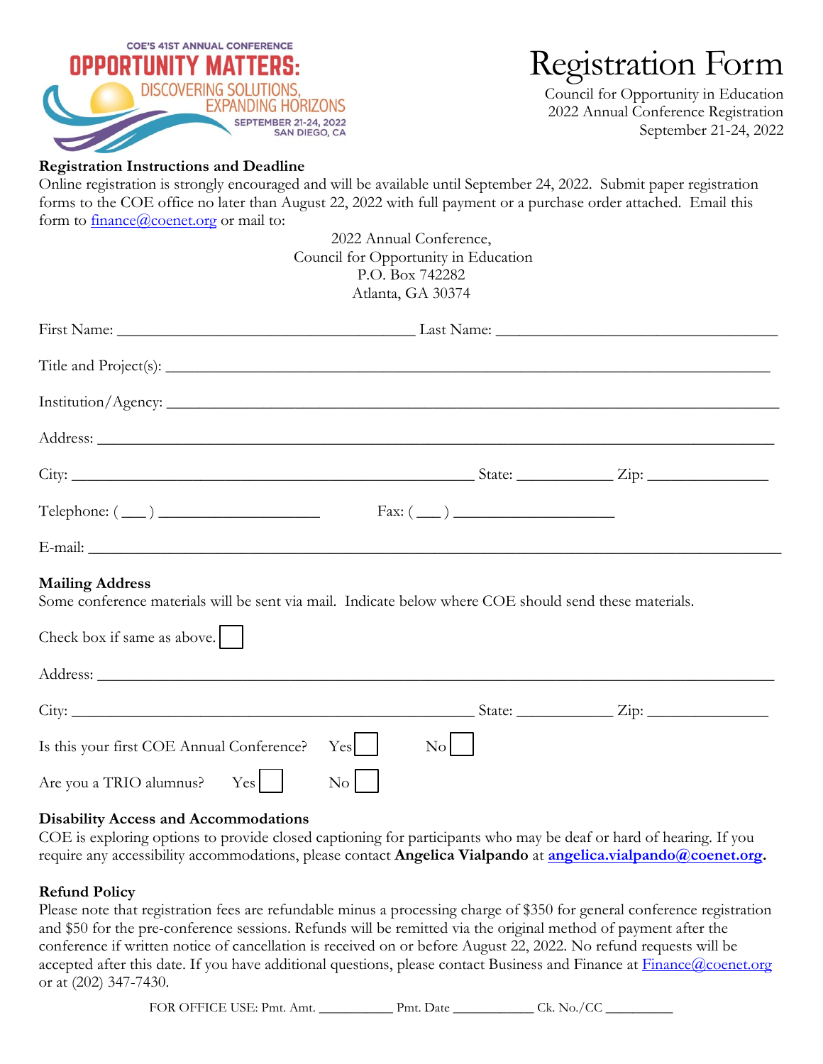COE'S 41ST ANNUAL CONFERENCE

**OPPORTUNITY MATTERS:**
DISCOVERING SOLUTIONS, EXPANDING HORIZONS
SEPTEMBER 21-24, 2022
SAN DIEGO, CA

# Registration Form

Council for Opportunity in Education
2022 Annual Conference Registration
September 21-24, 2022

**Registration Instructions and Deadline**

Online registration is strongly encouraged and will be available until September 24, 2022. Submit paper registration forms to the COE office no later than August 22, 2022 with full payment or a purchase order attached. Email this form to finance@coenet.org or mail to:

2022 Annual Conference,
Council for Opportunity in Education
P.O. Box 742282
Atlanta, GA 30374

First Name: ______________________ Last Name: ______________________

Title and Project(s): ______________________________________________

Institution/Agency: ______________________________________________

Address: ______________________________________________

City: ______________________ State: __________ Zip: __________

Telephone: ( ___ ) ________________ Fax: ( ___ ) ________________

E-mail: ______________________________________________

**Mailing Address**

Some conference materials will be sent via mail. Indicate below where COE should send these materials.

Check box if same as above. ☐

Address: ______________________________________________

City: ______________________ State: __________ Zip: __________

Is this your first COE Annual Conference? Yes ☐ No ☐

Are you a TRIO alumnus? Yes ☐ No ☐

**Disability Access and Accommodations**

COE is exploring options to provide closed captioning for participants who may be deaf or hard of hearing. If you require any accessibility accommodations, please contact **Angelica Vialpando** at **angelica.vialpando@coenet.org**.

**Refund Policy**

Please note that registration fees are refundable minus a processing charge of $350 for general conference registration and $50 for the pre-conference sessions. Refunds will be remitted via the original method of payment after the conference if written notice of cancellation is received on or before August 22, 2022. No refund requests will be accepted after this date. If you have additional questions, please contact Business and Finance at Finance@coenet.org or at (202) 347-7430.

FOR OFFICE USE: Pmt. Amt. __________ Pmt. Date __________ Ck. No./CC __________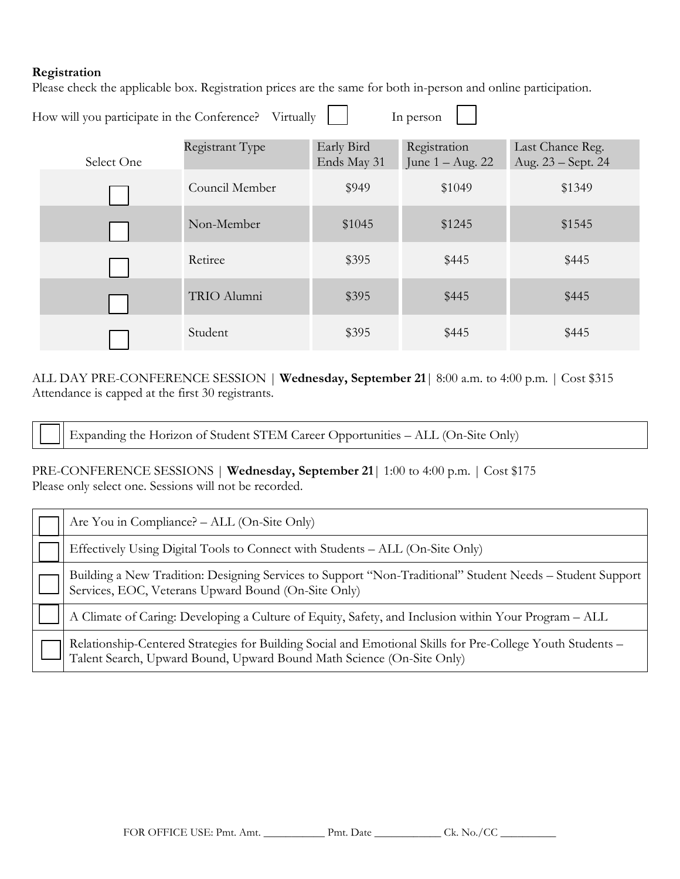**Registration**

Please check the applicable box. Registration prices are the same for both in-person and online participation.

How will you participate in the Conference? Virtually ☐ In person ☐

| Select One | Registrant Type | Early Bird Ends May 31 | Registration June 1 – Aug. 22 | Last Chance Reg. Aug. 23 – Sept. 24 |
|---|---|---|---|---|
| ☐ | Council Member | $949 | $1049 | $1349 |
| ☐ | Non-Member | $1045 | $1245 | $1545 |
| ☐ | Retiree | $395 | $445 | $445 |
| ☐ | TRIO Alumni | $395 | $445 | $445 |
| ☐ | Student | $395 | $445 | $445 |

ALL DAY PRE-CONFERENCE SESSION | **Wednesday, September 21**| 8:00 a.m. to 4:00 p.m. | Cost $315
Attendance is capped at the first 30 registrants.

| | |
|---|---|
| ☐ | Expanding the Horizon of Student STEM Career Opportunities – ALL (On-Site Only) |

PRE-CONFERENCE SESSIONS | **Wednesday, September 21**| 1:00 to 4:00 p.m. | Cost $175
Please only select one. Sessions will not be recorded.

| | |
|---|---|
| ☐ | Are You in Compliance? – ALL (On-Site Only) |
| ☐ | Effectively Using Digital Tools to Connect with Students – ALL (On-Site Only) |
| ☐ | Building a New Tradition: Designing Services to Support "Non-Traditional" Student Needs – Student Support Services, EOC, Veterans Upward Bound (On-Site Only) |
| ☐ | A Climate of Caring: Developing a Culture of Equity, Safety, and Inclusion within Your Program – ALL |
| ☐ | Relationship-Centered Strategies for Building Social and Emotional Skills for Pre-College Youth Students – Talent Search, Upward Bound, Upward Bound Math Science (On-Site Only) |

FOR OFFICE USE: Pmt. Amt. ___________ Pmt. Date ____________ Ck. No./CC __________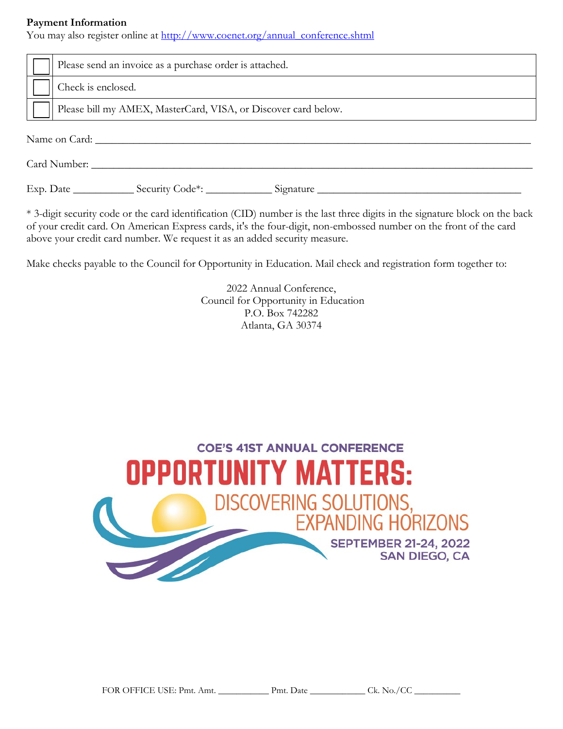**Payment Information**

You may also register online at http://www.coenet.org/annual_conference.shtml

| | |
|---|---|
| ☐ | Please send an invoice as a purchase order is attached. |
| ☐ | Check is enclosed. |
| ☐ | Please bill my AMEX, MasterCard, VISA, or Discover card below. |

Name on Card: ______________________________________________________________________________

Card Number: _______________________________________________________________________________

Exp. Date ___________ Security Code*: ____________ Signature _____________________________________

* 3-digit security code or the card identification (CID) number is the last three digits in the signature block on the back of your credit card. On American Express cards, it's the four-digit, non-embossed number on the front of the card above your credit card number. We request it as an added security measure.

Make checks payable to the Council for Opportunity in Education. Mail check and registration form together to:

2022 Annual Conference,
Council for Opportunity in Education
P.O. Box 742282
Atlanta, GA 30374

COE'S 41ST ANNUAL CONFERENCE

OPPORTUNITY MATTERS:

DISCOVERING SOLUTIONS,
EXPANDING HORIZONS

SEPTEMBER 21-24, 2022
SAN DIEGO, CA

FOR OFFICE USE: Pmt. Amt. ___________ Pmt. Date ____________ Ck. No./CC __________